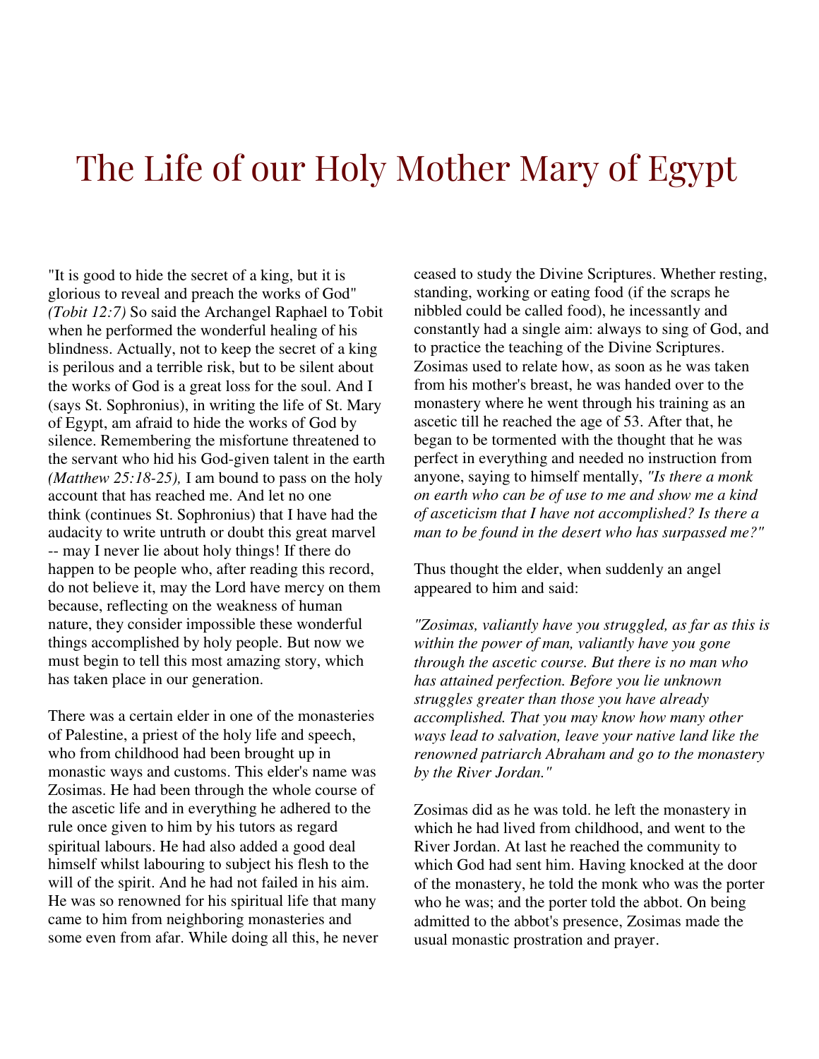# The Life of our Holy Mother Mary of Egypt

"It is good to hide the secret of a king, but it is glorious to reveal and preach the works of God" *(Tobit 12:7)* So said the Archangel Raphael to Tobit when he performed the wonderful healing of his blindness. Actually, not to keep the secret of a king is perilous and a terrible risk, but to be silent about the works of God is a great loss for the soul. And I (says St. Sophronius), in writing the life of St. Mary of Egypt, am afraid to hide the works of God by silence. Remembering the misfortune threatened to the servant who hid his God-given talent in the earth *(Matthew 25:18-25),* I am bound to pass on the holy account that has reached me. And let no one think (continues St. Sophronius) that I have had the audacity to write untruth or doubt this great marvel -- may I never lie about holy things! If there do happen to be people who, after reading this record, do not believe it, may the Lord have mercy on them because, reflecting on the weakness of human nature, they consider impossible these wonderful things accomplished by holy people. But now we must begin to tell this most amazing story, which has taken place in our generation.

There was a certain elder in one of the monasteries of Palestine, a priest of the holy life and speech, who from childhood had been brought up in monastic ways and customs. This elder's name was Zosimas. He had been through the whole course of the ascetic life and in everything he adhered to the rule once given to him by his tutors as regard spiritual labours. He had also added a good deal himself whilst labouring to subject his flesh to the will of the spirit. And he had not failed in his aim. He was so renowned for his spiritual life that many came to him from neighboring monasteries and some even from afar. While doing all this, he never ceased to study the Divine Scriptures. Whether resting, standing, working or eating food (if the scraps he nibbled could be called food), he incessantly and constantly had a single aim: always to sing of God, and to practice the teaching of the Divine Scriptures. Zosimas used to relate how, as soon as he was taken from his mother's breast, he was handed over to the monastery where he went through his training as an ascetic till he reached the age of 53. After that, he began to be tormented with the thought that he was perfect in everything and needed no instruction from anyone, saying to himself mentally, *"Is there a monk on earth who can be of use to me and show me a kind of asceticism that I have not accomplished? Is there a man to be found in the desert who has surpassed me?"*

Thus thought the elder, when suddenly an angel appeared to him and said:

*"Zosimas, valiantly have you struggled, as far as this is within the power of man, valiantly have you gone through the ascetic course. But there is no man who has attained perfection. Before you lie unknown struggles greater than those you have already accomplished. That you may know how many other ways lead to salvation, leave your native land like the renowned patriarch Abraham and go to the monastery by the River Jordan."*

Zosimas did as he was told. he left the monastery in which he had lived from childhood, and went to the River Jordan. At last he reached the community to which God had sent him. Having knocked at the door of the monastery, he told the monk who was the porter who he was; and the porter told the abbot. On being admitted to the abbot's presence, Zosimas made the usual monastic prostration and prayer.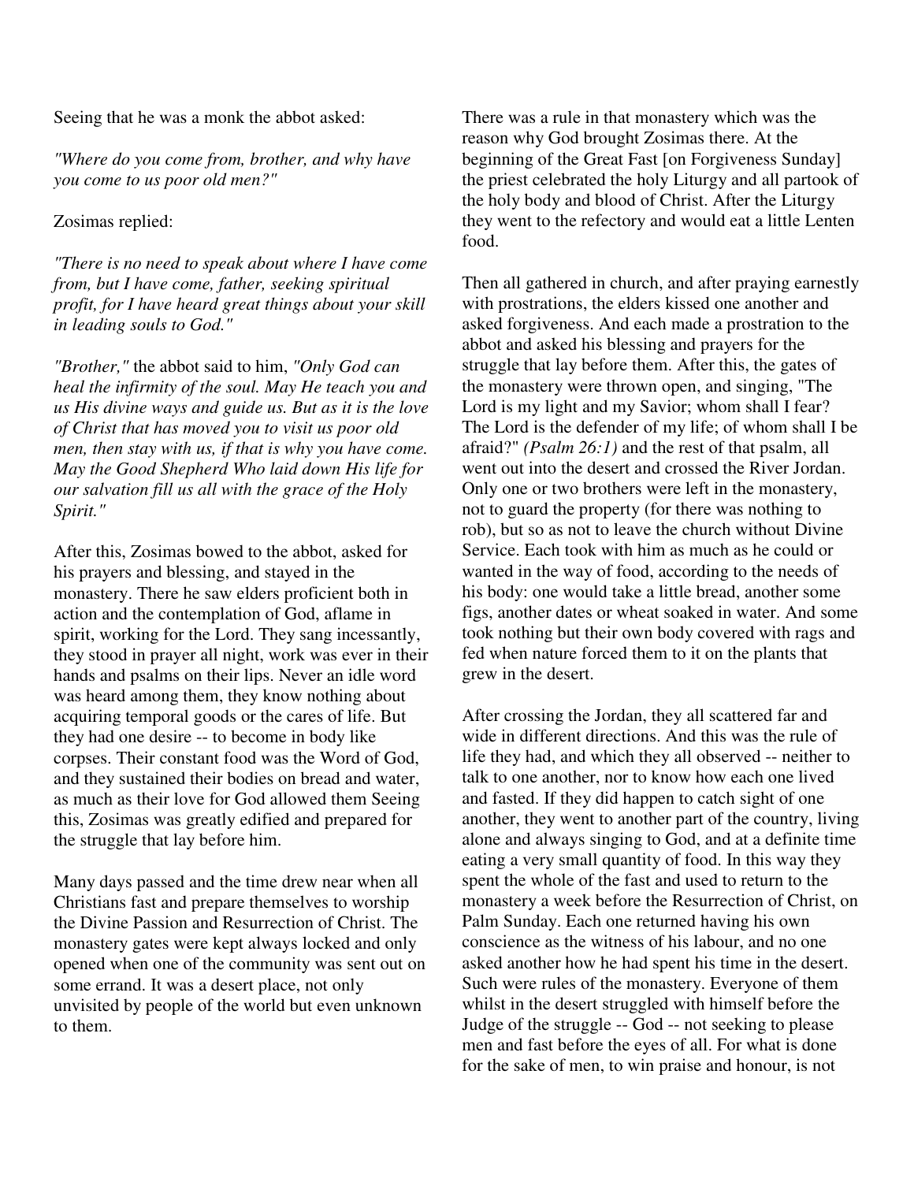Seeing that he was a monk the abbot asked:

*"Where do you come from, brother, and why have you come to us poor old men?"*

Zosimas replied:

*"There is no need to speak about where I have come from, but I have come, father, seeking spiritual profit, for I have heard great things about your skill in leading souls to God."*

*"Brother,"* the abbot said to him, *"Only God can heal the infirmity of the soul. May He teach you and us His divine ways and guide us. But as it is the love of Christ that has moved you to visit us poor old men, then stay with us, if that is why you have come. May the Good Shepherd Who laid down His life for our salvation fill us all with the grace of the Holy Spirit."*

After this, Zosimas bowed to the abbot, asked for his prayers and blessing, and stayed in the monastery. There he saw elders proficient both in action and the contemplation of God, aflame in spirit, working for the Lord. They sang incessantly, they stood in prayer all night, work was ever in their hands and psalms on their lips. Never an idle word was heard among them, they know nothing about acquiring temporal goods or the cares of life. But they had one desire -- to become in body like corpses. Their constant food was the Word of God, and they sustained their bodies on bread and water, as much as their love for God allowed them Seeing this, Zosimas was greatly edified and prepared for the struggle that lay before him.

Many days passed and the time drew near when all Christians fast and prepare themselves to worship the Divine Passion and Resurrection of Christ. The monastery gates were kept always locked and only opened when one of the community was sent out on some errand. It was a desert place, not only unvisited by people of the world but even unknown to them.

There was a rule in that monastery which was the reason why God brought Zosimas there. At the beginning of the Great Fast [on Forgiveness Sunday] the priest celebrated the holy Liturgy and all partook of the holy body and blood of Christ. After the Liturgy they went to the refectory and would eat a little Lenten food.

Then all gathered in church, and after praying earnestly with prostrations, the elders kissed one another and asked forgiveness. And each made a prostration to the abbot and asked his blessing and prayers for the struggle that lay before them. After this, the gates of the monastery were thrown open, and singing, "The Lord is my light and my Savior; whom shall I fear? The Lord is the defender of my life; of whom shall I be afraid?" *(Psalm 26:1)* and the rest of that psalm, all went out into the desert and crossed the River Jordan. Only one or two brothers were left in the monastery, not to guard the property (for there was nothing to rob), but so as not to leave the church without Divine Service. Each took with him as much as he could or wanted in the way of food, according to the needs of his body: one would take a little bread, another some figs, another dates or wheat soaked in water. And some took nothing but their own body covered with rags and fed when nature forced them to it on the plants that grew in the desert.

After crossing the Jordan, they all scattered far and wide in different directions. And this was the rule of life they had, and which they all observed -- neither to talk to one another, nor to know how each one lived and fasted. If they did happen to catch sight of one another, they went to another part of the country, living alone and always singing to God, and at a definite time eating a very small quantity of food. In this way they spent the whole of the fast and used to return to the monastery a week before the Resurrection of Christ, on Palm Sunday. Each one returned having his own conscience as the witness of his labour, and no one asked another how he had spent his time in the desert. Such were rules of the monastery. Everyone of them whilst in the desert struggled with himself before the Judge of the struggle -- God -- not seeking to please men and fast before the eyes of all. For what is done for the sake of men, to win praise and honour, is not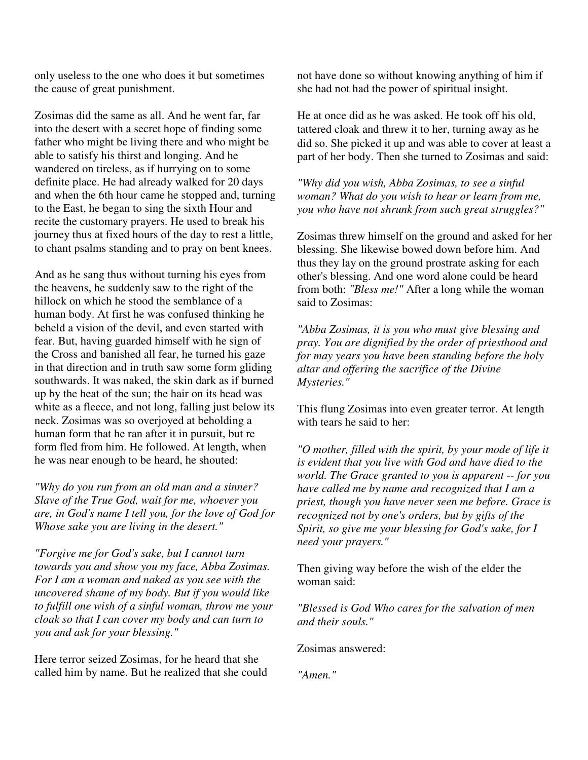only useless to the one who does it but sometimes the cause of great punishment.

Zosimas did the same as all. And he went far, far into the desert with a secret hope of finding some father who might be living there and who might be able to satisfy his thirst and longing. And he wandered on tireless, as if hurrying on to some definite place. He had already walked for 20 days and when the 6th hour came he stopped and, turning to the East, he began to sing the sixth Hour and recite the customary prayers. He used to break his journey thus at fixed hours of the day to rest a little, to chant psalms standing and to pray on bent knees.

And as he sang thus without turning his eyes from the heavens, he suddenly saw to the right of the hillock on which he stood the semblance of a human body. At first he was confused thinking he beheld a vision of the devil, and even started with fear. But, having guarded himself with he sign of the Cross and banished all fear, he turned his gaze in that direction and in truth saw some form gliding southwards. It was naked, the skin dark as if burned up by the heat of the sun; the hair on its head was white as a fleece, and not long, falling just below its neck. Zosimas was so overjoyed at beholding a human form that he ran after it in pursuit, but re form fled from him. He followed. At length, when he was near enough to be heard, he shouted:

*"Why do you run from an old man and a sinner? Slave of the True God, wait for me, whoever you are, in God's name I tell you, for the love of God for Whose sake you are living in the desert."*

*"Forgive me for God's sake, but I cannot turn towards you and show you my face, Abba Zosimas. For I am a woman and naked as you see with the uncovered shame of my body. But if you would like to fulfill one wish of a sinful woman, throw me your cloak so that I can cover my body and can turn to you and ask for your blessing."*

Here terror seized Zosimas, for he heard that she called him by name. But he realized that she could not have done so without knowing anything of him if she had not had the power of spiritual insight.

He at once did as he was asked. He took off his old, tattered cloak and threw it to her, turning away as he did so. She picked it up and was able to cover at least a part of her body. Then she turned to Zosimas and said:

*"Why did you wish, Abba Zosimas, to see a sinful woman? What do you wish to hear or learn from me, you who have not shrunk from such great struggles?"*

Zosimas threw himself on the ground and asked for her blessing. She likewise bowed down before him. And thus they lay on the ground prostrate asking for each other's blessing. And one word alone could be heard from both: *"Bless me!"* After a long while the woman said to Zosimas:

*"Abba Zosimas, it is you who must give blessing and pray. You are dignified by the order of priesthood and for may years you have been standing before the holy altar and offering the sacrifice of the Divine Mysteries."*

This flung Zosimas into even greater terror. At length with tears he said to her:

*"O mother, filled with the spirit, by your mode of life it is evident that you live with God and have died to the world. The Grace granted to you is apparent -- for you have called me by name and recognized that I am a priest, though you have never seen me before. Grace is recognized not by one's orders, but by gifts of the Spirit, so give me your blessing for God's sake, for I need your prayers."*

Then giving way before the wish of the elder the woman said:

*"Blessed is God Who cares for the salvation of men and their souls."*

Zosimas answered:

*"Amen."*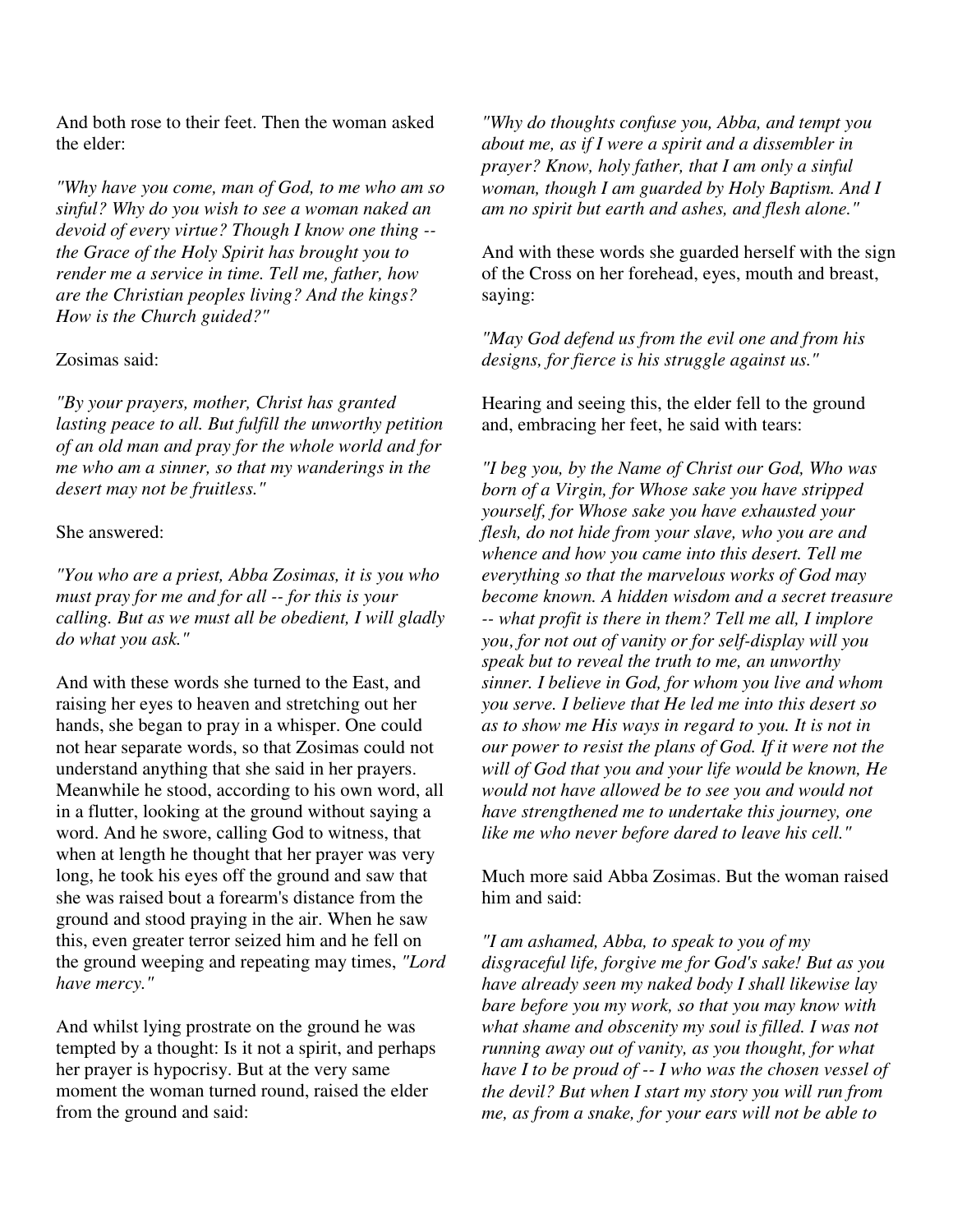And both rose to their feet. Then the woman asked the elder:

*"Why have you come, man of God, to me who am so sinful? Why do you wish to see a woman naked an devoid of every virtue? Though I know one thing -- the Grace of the Holy Spirit has brought you to render me a service in time. Tell me, father, how are the Christian peoples living? And the kings? How is the Church guided?"*

Zosimas said:

*"By your prayers, mother, Christ has granted lasting peace to all. But fulfill the unworthy petition of an old man and pray for the whole world and for me who am a sinner, so that my wanderings in the desert may not be fruitless."*

She answered:

*"You who are a priest, Abba Zosimas, it is you who must pray for me and for all -- for this is your calling. But as we must all be obedient, I will gladly do what you ask."*

And with these words she turned to the East, and raising her eyes to heaven and stretching out her hands, she began to pray in a whisper. One could not hear separate words, so that Zosimas could not understand anything that she said in her prayers. Meanwhile he stood, according to his own word, all in a flutter, looking at the ground without saying a word. And he swore, calling God to witness, that when at length he thought that her prayer was very long, he took his eyes off the ground and saw that she was raised bout a forearm's distance from the ground and stood praying in the air. When he saw this, even greater terror seized him and he fell on the ground weeping and repeating may times, *"Lord have mercy."*

And whilst lying prostrate on the ground he was tempted by a thought: Is it not a spirit, and perhaps her prayer is hypocrisy. But at the very same moment the woman turned round, raised the elder from the ground and said:

*"Why do thoughts confuse you, Abba, and tempt you about me, as if I were a spirit and a dissembler in prayer? Know, holy father, that I am only a sinful woman, though I am guarded by Holy Baptism. And I am no spirit but earth and ashes, and flesh alone."*

And with these words she guarded herself with the sign of the Cross on her forehead, eyes, mouth and breast, saying:

*"May God defend us from the evil one and from his designs, for fierce is his struggle against us."*

Hearing and seeing this, the elder fell to the ground and, embracing her feet, he said with tears:

*"I beg you, by the Name of Christ our God, Who was born of a Virgin, for Whose sake you have stripped yourself, for Whose sake you have exhausted your flesh, do not hide from your slave, who you are and whence and how you came into this desert. Tell me everything so that the marvelous works of God may become known. A hidden wisdom and a secret treasure -- what profit is there in them? Tell me all, I implore you, for not out of vanity or for self-display will you speak but to reveal the truth to me, an unworthy sinner. I believe in God, for whom you live and whom you serve. I believe that He led me into this desert so as to show me His ways in regard to you. It is not in our power to resist the plans of God. If it were not the will of God that you and your life would be known, He would not have allowed be to see you and would not have strengthened me to undertake this journey, one like me who never before dared to leave his cell."*

Much more said Abba Zosimas. But the woman raised him and said:

*"I am ashamed, Abba, to speak to you of my disgraceful life, forgive me for God's sake! But as you have already seen my naked body I shall likewise lay bare before you my work, so that you may know with what shame and obscenity my soul is filled. I was not running away out of vanity, as you thought, for what have I to be proud of -- I who was the chosen vessel of the devil? But when I start my story you will run from me, as from a snake, for your ears will not be able to*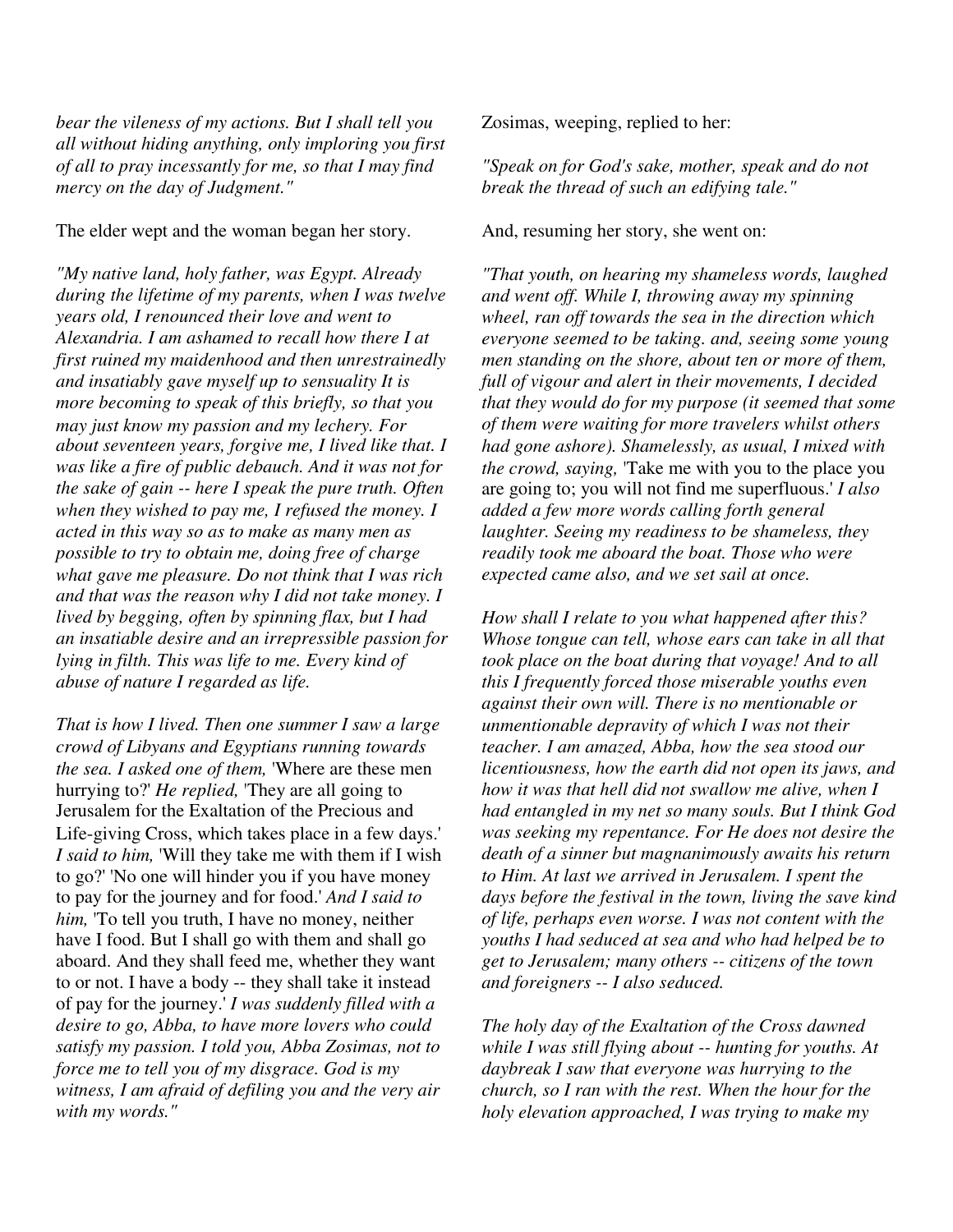*bear the vileness of my actions. But I shall tell you all without hiding anything, only imploring you first of all to pray incessantly for me, so that I may find mercy on the day of Judgment."*

The elder wept and the woman began her story.

*"My native land, holy father, was Egypt. Already during the lifetime of my parents, when I was twelve years old, I renounced their love and went to Alexandria. I am ashamed to recall how there I at first ruined my maidenhood and then unrestrainedly and insatiably gave myself up to sensuality It is more becoming to speak of this briefly, so that you may just know my passion and my lechery. For about seventeen years, forgive me, I lived like that. I was like a fire of public debauch. And it was not for the sake of gain -- here I speak the pure truth. Often when they wished to pay me, I refused the money. I acted in this way so as to make as many men as possible to try to obtain me, doing free of charge what gave me pleasure. Do not think that I was rich and that was the reason why I did not take money. I lived by begging, often by spinning flax, but I had an insatiable desire and an irrepressible passion for lying in filth. This was life to me. Every kind of abuse of nature I regarded as life.*

*That is how I lived. Then one summer I saw a large crowd of Libyans and Egyptians running towards the sea. I asked one of them,* 'Where are these men hurrying to?' *He replied,* 'They are all going to Jerusalem for the Exaltation of the Precious and Life-giving Cross, which takes place in a few days.' *I said to him,* 'Will they take me with them if I wish to go?' 'No one will hinder you if you have money to pay for the journey and for food.' *And I said to him,* 'To tell you truth, I have no money, neither have I food. But I shall go with them and shall go aboard. And they shall feed me, whether they want to or not. I have a body -- they shall take it instead of pay for the journey.' *I was suddenly filled with a desire to go, Abba, to have more lovers who could satisfy my passion. I told you, Abba Zosimas, not to force me to tell you of my disgrace. God is my witness, I am afraid of defiling you and the very air with my words."*

Zosimas, weeping, replied to her:

*"Speak on for God's sake, mother, speak and do not break the thread of such an edifying tale."*

And, resuming her story, she went on:

*"That youth, on hearing my shameless words, laughed and went off. While I, throwing away my spinning wheel, ran off towards the sea in the direction which everyone seemed to be taking. and, seeing some young men standing on the shore, about ten or more of them, full of vigour and alert in their movements, I decided that they would do for my purpose (it seemed that some of them were waiting for more travelers whilst others had gone ashore). Shamelessly, as usual, I mixed with the crowd, saying,* 'Take me with you to the place you are going to; you will not find me superfluous.' *I also added a few more words calling forth general laughter. Seeing my readiness to be shameless, they readily took me aboard the boat. Those who were expected came also, and we set sail at once.*

*How shall I relate to you what happened after this? Whose tongue can tell, whose ears can take in all that took place on the boat during that voyage! And to all this I frequently forced those miserable youths even against their own will. There is no mentionable or unmentionable depravity of which I was not their teacher. I am amazed, Abba, how the sea stood our licentiousness, how the earth did not open its jaws, and how it was that hell did not swallow me alive, when I had entangled in my net so many souls. But I think God was seeking my repentance. For He does not desire the death of a sinner but magnanimously awaits his return to Him. At last we arrived in Jerusalem. I spent the days before the festival in the town, living the save kind of life, perhaps even worse. I was not content with the youths I had seduced at sea and who had helped be to get to Jerusalem; many others -- citizens of the town and foreigners -- I also seduced.*

*The holy day of the Exaltation of the Cross dawned while I was still flying about -- hunting for youths. At daybreak I saw that everyone was hurrying to the church, so I ran with the rest. When the hour for the holy elevation approached, I was trying to make my*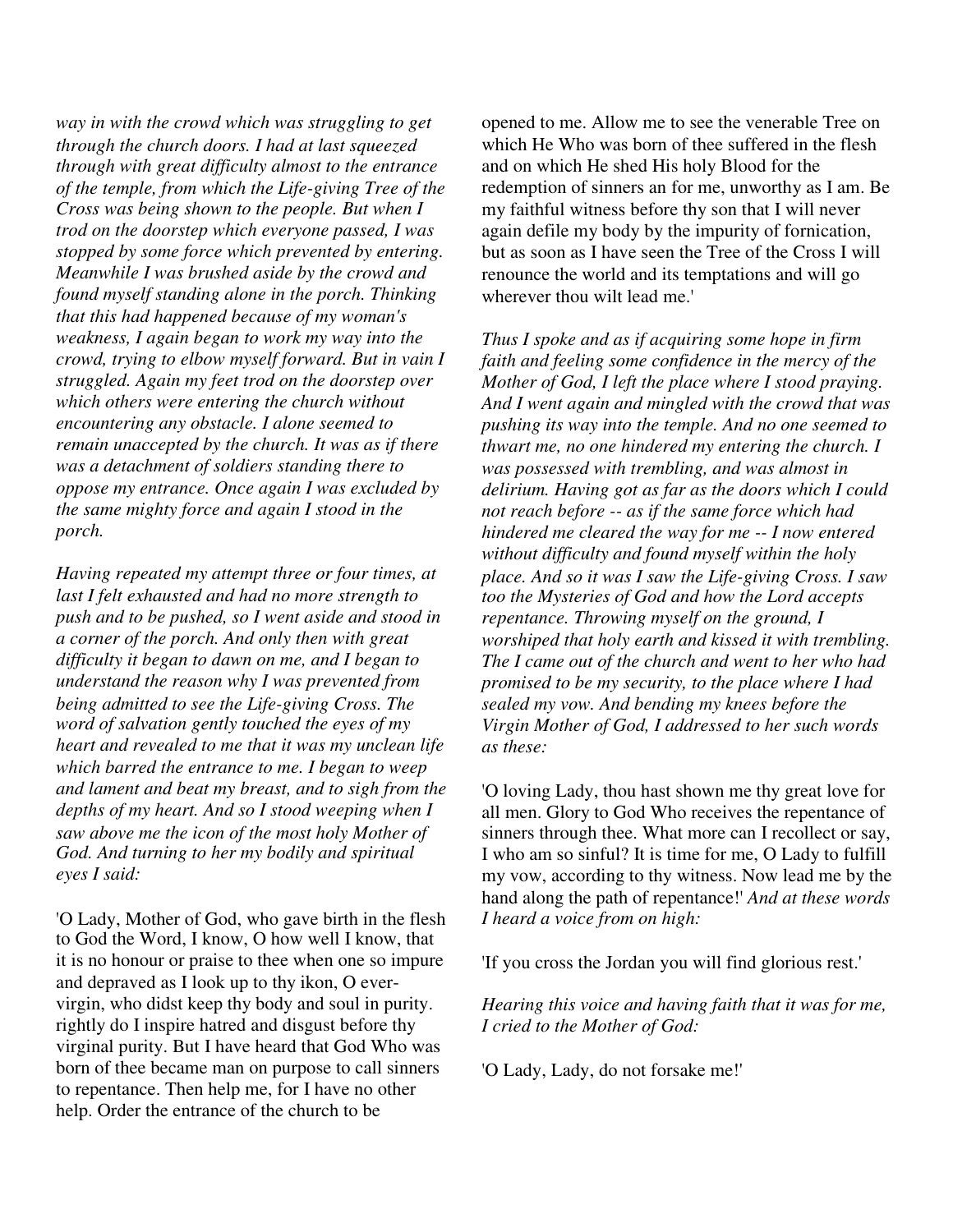*way in with the crowd which was struggling to get through the church doors. I had at last squeezed through with great difficulty almost to the entrance of the temple, from which the Life-giving Tree of the Cross was being shown to the people. But when I trod on the doorstep which everyone passed, I was stopped by some force which prevented by entering. Meanwhile I was brushed aside by the crowd and found myself standing alone in the porch. Thinking that this had happened because of my woman's weakness, I again began to work my way into the crowd, trying to elbow myself forward. But in vain I struggled. Again my feet trod on the doorstep over which others were entering the church without encountering any obstacle. I alone seemed to remain unaccepted by the church. It was as if there was a detachment of soldiers standing there to oppose my entrance. Once again I was excluded by the same mighty force and again I stood in the porch.*

*Having repeated my attempt three or four times, at last I felt exhausted and had no more strength to push and to be pushed, so I went aside and stood in a corner of the porch. And only then with great difficulty it began to dawn on me, and I began to understand the reason why I was prevented from being admitted to see the Life-giving Cross. The word of salvation gently touched the eyes of my heart and revealed to me that it was my unclean life which barred the entrance to me. I began to weep and lament and beat my breast, and to sigh from the depths of my heart. And so I stood weeping when I saw above me the icon of the most holy Mother of God. And turning to her my bodily and spiritual eyes I said:*

'O Lady, Mother of God, who gave birth in the flesh to God the Word, I know, O how well I know, that it is no honour or praise to thee when one so impure and depraved as I look up to thy ikon, O ever-virgin, who didst keep thy body and soul in purity. rightly do I inspire hatred and disgust before thy virginal purity. But I have heard that God Who was born of thee became man on purpose to call sinners to repentance. Then help me, for I have no other help. Order the entrance of the church to be opened to me. Allow me to see the venerable Tree on which He Who was born of thee suffered in the flesh and on which He shed His holy Blood for the redemption of sinners an for me, unworthy as I am. Be my faithful witness before thy son that I will never again defile my body by the impurity of fornication, but as soon as I have seen the Tree of the Cross I will renounce the world and its temptations and will go wherever thou wilt lead me.'

*Thus I spoke and as if acquiring some hope in firm faith and feeling some confidence in the mercy of the Mother of God, I left the place where I stood praying. And I went again and mingled with the crowd that was pushing its way into the temple. And no one seemed to thwart me, no one hindered my entering the church. I was possessed with trembling, and was almost in delirium. Having got as far as the doors which I could not reach before -- as if the same force which had hindered me cleared the way for me -- I now entered without difficulty and found myself within the holy place. And so it was I saw the Life-giving Cross. I saw too the Mysteries of God and how the Lord accepts repentance. Throwing myself on the ground, I worshiped that holy earth and kissed it with trembling. The I came out of the church and went to her who had promised to be my security, to the place where I had sealed my vow. And bending my knees before the Virgin Mother of God, I addressed to her such words as these:*

'O loving Lady, thou hast shown me thy great love for all men. Glory to God Who receives the repentance of sinners through thee. What more can I recollect or say, I who am so sinful? It is time for me, O Lady to fulfill my vow, according to thy witness. Now lead me by the hand along the path of repentance!' *And at these words I heard a voice from on high:*

'If you cross the Jordan you will find glorious rest.'

*Hearing this voice and having faith that it was for me, I cried to the Mother of God:*

'O Lady, Lady, do not forsake me!'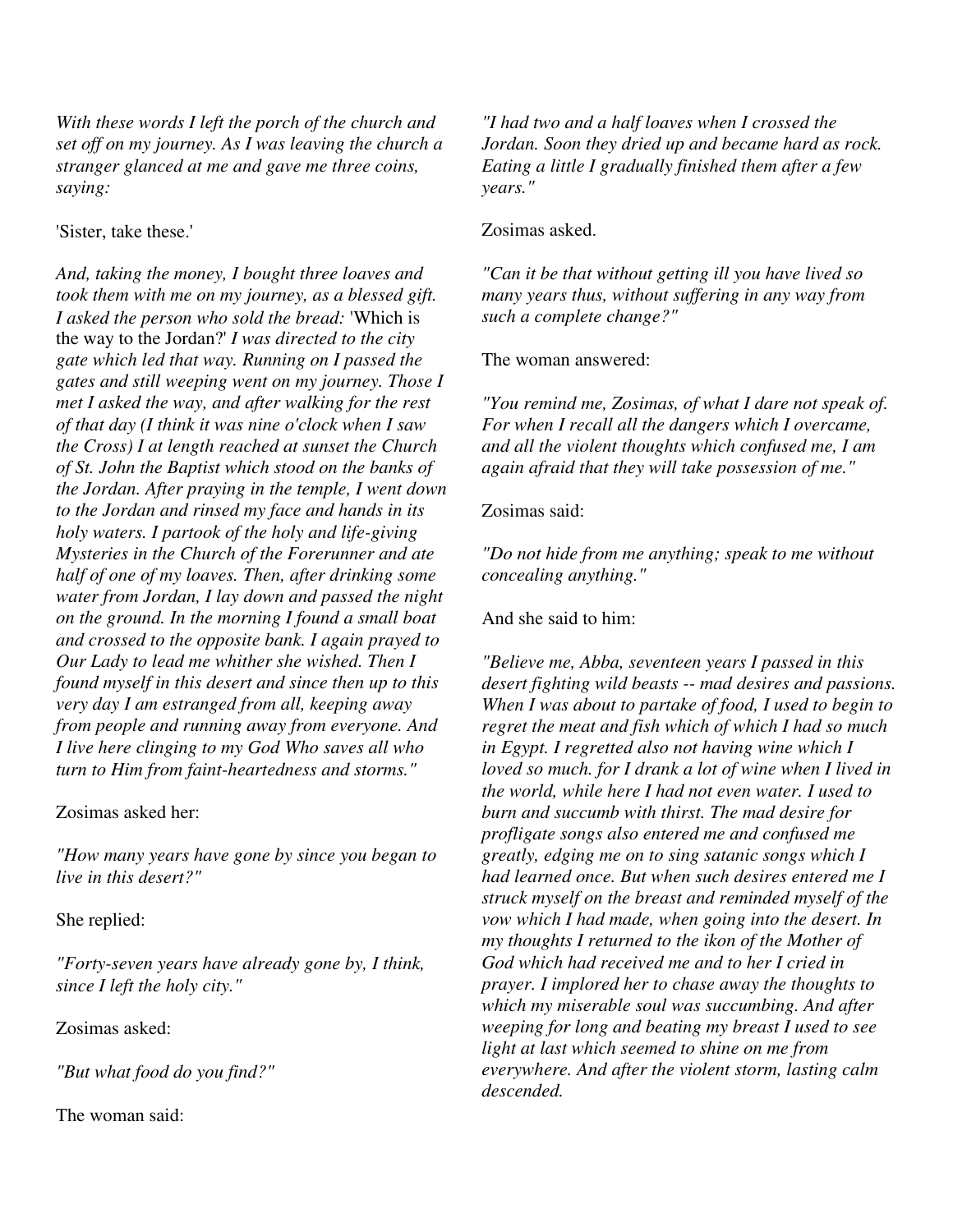*With these words I left the porch of the church and set off on my journey. As I was leaving the church a stranger glanced at me and gave me three coins, saying:*

'Sister, take these.'

*And, taking the money, I bought three loaves and took them with me on my journey, as a blessed gift. I asked the person who sold the bread:* 'Which is the way to the Jordan?' *I was directed to the city gate which led that way. Running on I passed the gates and still weeping went on my journey. Those I met I asked the way, and after walking for the rest of that day (I think it was nine o'clock when I saw the Cross) I at length reached at sunset the Church of St. John the Baptist which stood on the banks of the Jordan. After praying in the temple, I went down to the Jordan and rinsed my face and hands in its holy waters. I partook of the holy and life-giving Mysteries in the Church of the Forerunner and ate half of one of my loaves. Then, after drinking some water from Jordan, I lay down and passed the night on the ground. In the morning I found a small boat and crossed to the opposite bank. I again prayed to Our Lady to lead me whither she wished. Then I found myself in this desert and since then up to this very day I am estranged from all, keeping away from people and running away from everyone. And I live here clinging to my God Who saves all who turn to Him from faint-heartedness and storms."*

Zosimas asked her:

*"How many years have gone by since you began to live in this desert?"*

She replied:

*"Forty-seven years have already gone by, I think, since I left the holy city."*

Zosimas asked:

*"But what food do you find?"*

The woman said:

*"I had two and a half loaves when I crossed the Jordan. Soon they dried up and became hard as rock. Eating a little I gradually finished them after a few years."*

Zosimas asked.

*"Can it be that without getting ill you have lived so many years thus, without suffering in any way from such a complete change?"*

The woman answered:

*"You remind me, Zosimas, of what I dare not speak of. For when I recall all the dangers which I overcame, and all the violent thoughts which confused me, I am again afraid that they will take possession of me."*

Zosimas said:

*"Do not hide from me anything; speak to me without concealing anything."*

And she said to him:

*"Believe me, Abba, seventeen years I passed in this desert fighting wild beasts -- mad desires and passions. When I was about to partake of food, I used to begin to regret the meat and fish which of which I had so much in Egypt. I regretted also not having wine which I loved so much. for I drank a lot of wine when I lived in the world, while here I had not even water. I used to burn and succumb with thirst. The mad desire for profligate songs also entered me and confused me greatly, edging me on to sing satanic songs which I had learned once. But when such desires entered me I struck myself on the breast and reminded myself of the vow which I had made, when going into the desert. In my thoughts I returned to the ikon of the Mother of God which had received me and to her I cried in prayer. I implored her to chase away the thoughts to which my miserable soul was succumbing. And after weeping for long and beating my breast I used to see light at last which seemed to shine on me from everywhere. And after the violent storm, lasting calm descended.*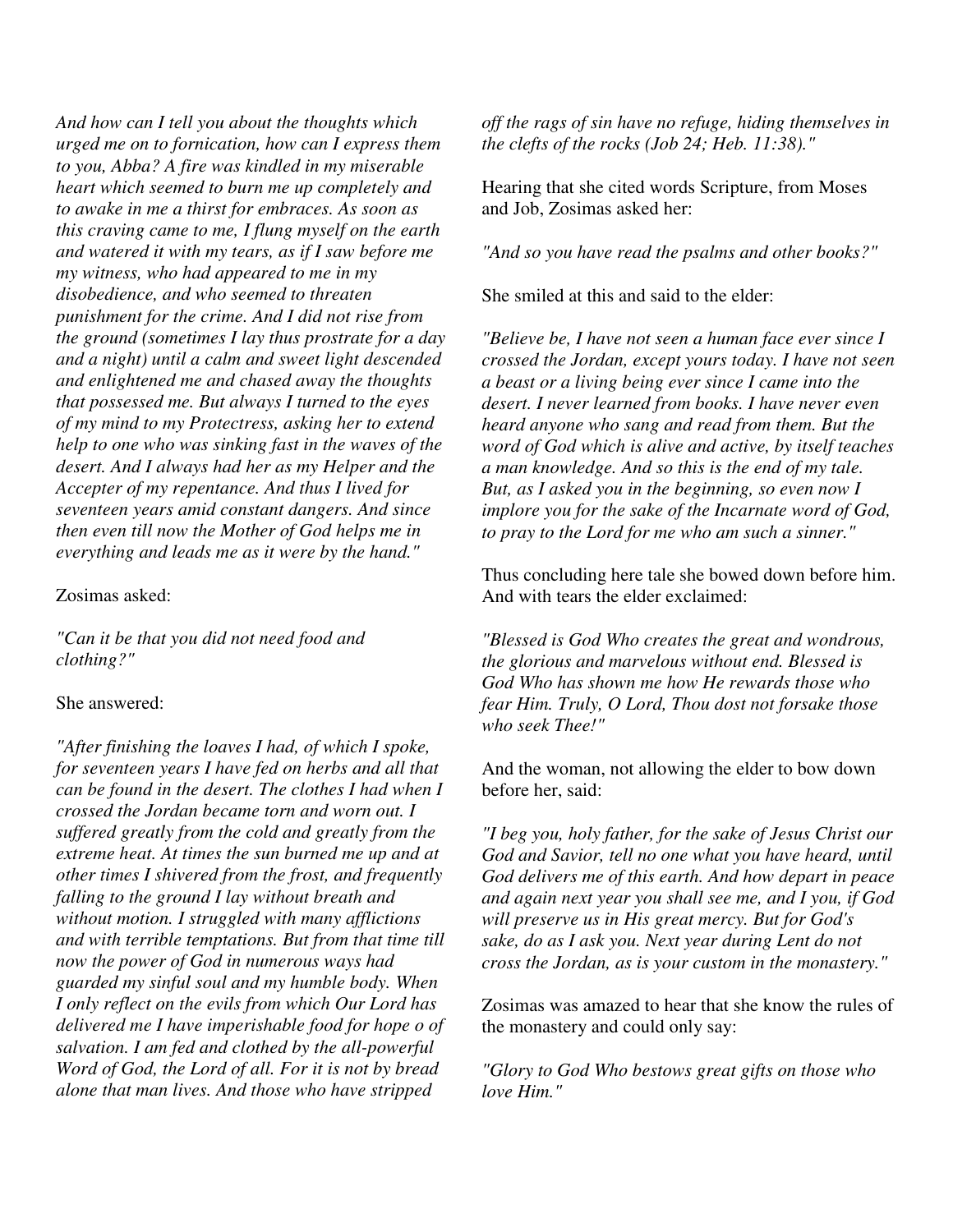*And how can I tell you about the thoughts which urged me on to fornication, how can I express them to you, Abba? A fire was kindled in my miserable heart which seemed to burn me up completely and to awake in me a thirst for embraces. As soon as this craving came to me, I flung myself on the earth and watered it with my tears, as if I saw before me my witness, who had appeared to me in my disobedience, and who seemed to threaten punishment for the crime. And I did not rise from the ground (sometimes I lay thus prostrate for a day and a night) until a calm and sweet light descended and enlightened me and chased away the thoughts that possessed me. But always I turned to the eyes of my mind to my Protectress, asking her to extend help to one who was sinking fast in the waves of the desert. And I always had her as my Helper and the Accepter of my repentance. And thus I lived for seventeen years amid constant dangers. And since then even till now the Mother of God helps me in everything and leads me as it were by the hand."*

Zosimas asked:

*"Can it be that you did not need food and clothing?"*

She answered:

*"After finishing the loaves I had, of which I spoke, for seventeen years I have fed on herbs and all that can be found in the desert. The clothes I had when I crossed the Jordan became torn and worn out. I suffered greatly from the cold and greatly from the extreme heat. At times the sun burned me up and at other times I shivered from the frost, and frequently falling to the ground I lay without breath and without motion. I struggled with many afflictions and with terrible temptations. But from that time till now the power of God in numerous ways had guarded my sinful soul and my humble body. When I only reflect on the evils from which Our Lord has delivered me I have imperishable food for hope o of salvation. I am fed and clothed by the all-powerful Word of God, the Lord of all. For it is not by bread alone that man lives. And those who have stripped off the rags of sin have no refuge, hiding themselves in the clefts of the rocks (Job 24; Heb. 11:38)."*

Hearing that she cited words Scripture, from Moses and Job, Zosimas asked her:

*"And so you have read the psalms and other books?"*

She smiled at this and said to the elder:

*"Believe be, I have not seen a human face ever since I crossed the Jordan, except yours today. I have not seen a beast or a living being ever since I came into the desert. I never learned from books. I have never even heard anyone who sang and read from them. But the word of God which is alive and active, by itself teaches a man knowledge. And so this is the end of my tale. But, as I asked you in the beginning, so even now I implore you for the sake of the Incarnate word of God, to pray to the Lord for me who am such a sinner."*

Thus concluding here tale she bowed down before him. And with tears the elder exclaimed:

*"Blessed is God Who creates the great and wondrous, the glorious and marvelous without end. Blessed is God Who has shown me how He rewards those who fear Him. Truly, O Lord, Thou dost not forsake those who seek Thee!"*

And the woman, not allowing the elder to bow down before her, said:

*"I beg you, holy father, for the sake of Jesus Christ our God and Savior, tell no one what you have heard, until God delivers me of this earth. And how depart in peace and again next year you shall see me, and I you, if God will preserve us in His great mercy. But for God's sake, do as I ask you. Next year during Lent do not cross the Jordan, as is your custom in the monastery."*

Zosimas was amazed to hear that she know the rules of the monastery and could only say:

*"Glory to God Who bestows great gifts on those who love Him."*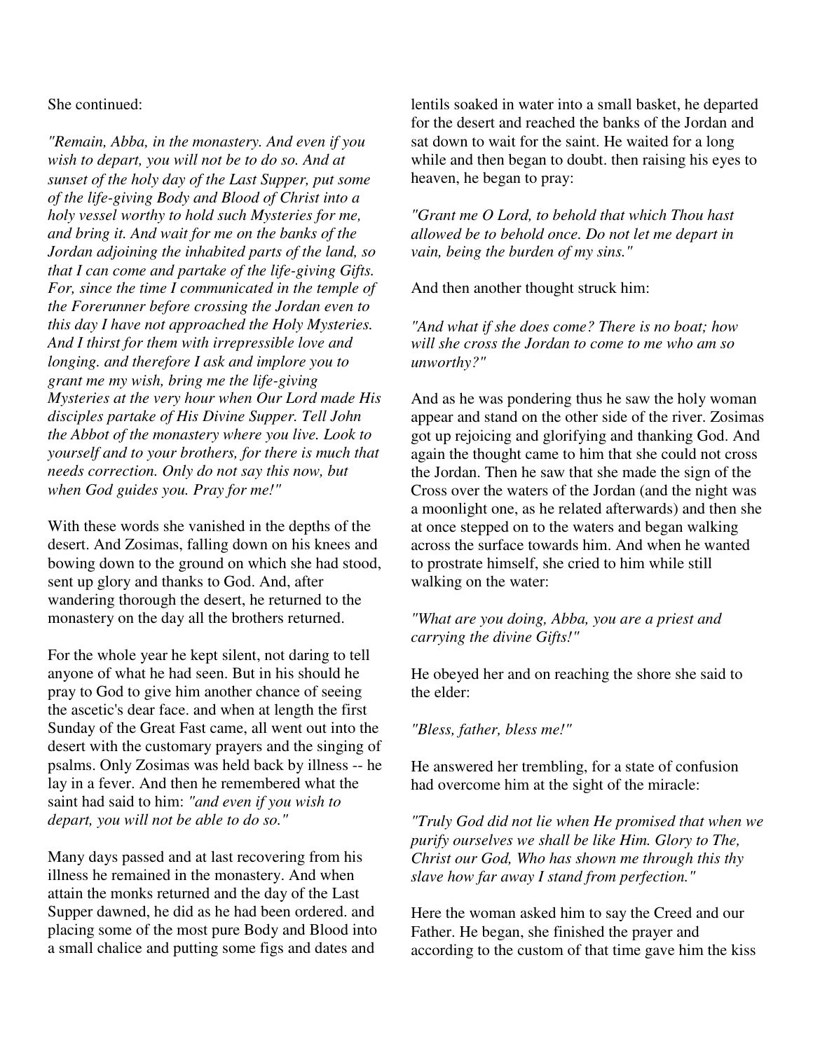She continued:

*"Remain, Abba, in the monastery. And even if you wish to depart, you will not be to do so. And at sunset of the holy day of the Last Supper, put some of the life-giving Body and Blood of Christ into a holy vessel worthy to hold such Mysteries for me, and bring it. And wait for me on the banks of the Jordan adjoining the inhabited parts of the land, so that I can come and partake of the life-giving Gifts. For, since the time I communicated in the temple of the Forerunner before crossing the Jordan even to this day I have not approached the Holy Mysteries. And I thirst for them with irrepressible love and longing. and therefore I ask and implore you to grant me my wish, bring me the life-giving Mysteries at the very hour when Our Lord made His disciples partake of His Divine Supper. Tell John the Abbot of the monastery where you live. Look to yourself and to your brothers, for there is much that needs correction. Only do not say this now, but when God guides you. Pray for me!"*

With these words she vanished in the depths of the desert. And Zosimas, falling down on his knees and bowing down to the ground on which she had stood, sent up glory and thanks to God. And, after wandering thorough the desert, he returned to the monastery on the day all the brothers returned.

For the whole year he kept silent, not daring to tell anyone of what he had seen. But in his should he pray to God to give him another chance of seeing the ascetic's dear face. and when at length the first Sunday of the Great Fast came, all went out into the desert with the customary prayers and the singing of psalms. Only Zosimas was held back by illness -- he lay in a fever. And then he remembered what the saint had said to him: *"and even if you wish to depart, you will not be able to do so."*

Many days passed and at last recovering from his illness he remained in the monastery. And when attain the monks returned and the day of the Last Supper dawned, he did as he had been ordered. and placing some of the most pure Body and Blood into a small chalice and putting some figs and dates and lentils soaked in water into a small basket, he departed for the desert and reached the banks of the Jordan and sat down to wait for the saint. He waited for a long while and then began to doubt. then raising his eyes to heaven, he began to pray:

*"Grant me O Lord, to behold that which Thou hast allowed be to behold once. Do not let me depart in vain, being the burden of my sins."*

And then another thought struck him:

*"And what if she does come? There is no boat; how will she cross the Jordan to come to me who am so unworthy?"*

And as he was pondering thus he saw the holy woman appear and stand on the other side of the river. Zosimas got up rejoicing and glorifying and thanking God. And again the thought came to him that she could not cross the Jordan. Then he saw that she made the sign of the Cross over the waters of the Jordan (and the night was a moonlight one, as he related afterwards) and then she at once stepped on to the waters and began walking across the surface towards him. And when he wanted to prostrate himself, she cried to him while still walking on the water:

*"What are you doing, Abba, you are a priest and carrying the divine Gifts!"*

He obeyed her and on reaching the shore she said to the elder:

*"Bless, father, bless me!"*

He answered her trembling, for a state of confusion had overcome him at the sight of the miracle:

*"Truly God did not lie when He promised that when we purify ourselves we shall be like Him. Glory to The, Christ our God, Who has shown me through this thy slave how far away I stand from perfection."*

Here the woman asked him to say the Creed and our Father. He began, she finished the prayer and according to the custom of that time gave him the kiss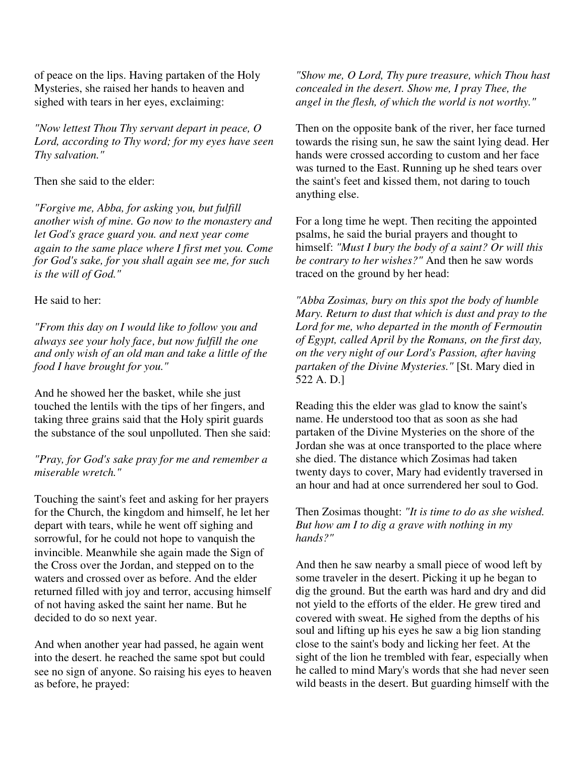of peace on the lips. Having partaken of the Holy Mysteries, she raised her hands to heaven and sighed with tears in her eyes, exclaiming:

*"Now lettest Thou Thy servant depart in peace, O Lord, according to Thy word; for my eyes have seen Thy salvation."*

Then she said to the elder:

*"Forgive me, Abba, for asking you, but fulfill another wish of mine. Go now to the monastery and let God's grace guard you. and next year come again to the same place where I first met you. Come for God's sake, for you shall again see me, for such is the will of God."*

He said to her:

*"From this day on I would like to follow you and always see your holy face, but now fulfill the one and only wish of an old man and take a little of the food I have brought for you."*

And he showed her the basket, while she just touched the lentils with the tips of her fingers, and taking three grains said that the Holy spirit guards the substance of the soul unpolluted. Then she said:

*"Pray, for God's sake pray for me and remember a miserable wretch."*

Touching the saint's feet and asking for her prayers for the Church, the kingdom and himself, he let her depart with tears, while he went off sighing and sorrowful, for he could not hope to vanquish the invincible. Meanwhile she again made the Sign of the Cross over the Jordan, and stepped on to the waters and crossed over as before. And the elder returned filled with joy and terror, accusing himself of not having asked the saint her name. But he decided to do so next year.

And when another year had passed, he again went into the desert. he reached the same spot but could see no sign of anyone. So raising his eyes to heaven as before, he prayed:

*"Show me, O Lord, Thy pure treasure, which Thou hast concealed in the desert. Show me, I pray Thee, the angel in the flesh, of which the world is not worthy."*

Then on the opposite bank of the river, her face turned towards the rising sun, he saw the saint lying dead. Her hands were crossed according to custom and her face was turned to the East. Running up he shed tears over the saint's feet and kissed them, not daring to touch anything else.

For a long time he wept. Then reciting the appointed psalms, he said the burial prayers and thought to himself: *"Must I bury the body of a saint? Or will this be contrary to her wishes?"* And then he saw words traced on the ground by her head:

*"Abba Zosimas, bury on this spot the body of humble Mary. Return to dust that which is dust and pray to the Lord for me, who departed in the month of Fermoutin of Egypt, called April by the Romans, on the first day, on the very night of our Lord's Passion, after having partaken of the Divine Mysteries."* [St. Mary died in 522 A. D.]

Reading this the elder was glad to know the saint's name. He understood too that as soon as she had partaken of the Divine Mysteries on the shore of the Jordan she was at once transported to the place where she died. The distance which Zosimas had taken twenty days to cover, Mary had evidently traversed in an hour and had at once surrendered her soul to God.

Then Zosimas thought: *"It is time to do as she wished. But how am I to dig a grave with nothing in my hands?"*

And then he saw nearby a small piece of wood left by some traveler in the desert. Picking it up he began to dig the ground. But the earth was hard and dry and did not yield to the efforts of the elder. He grew tired and covered with sweat. He sighed from the depths of his soul and lifting up his eyes he saw a big lion standing close to the saint's body and licking her feet. At the sight of the lion he trembled with fear, especially when he called to mind Mary's words that she had never seen wild beasts in the desert. But guarding himself with the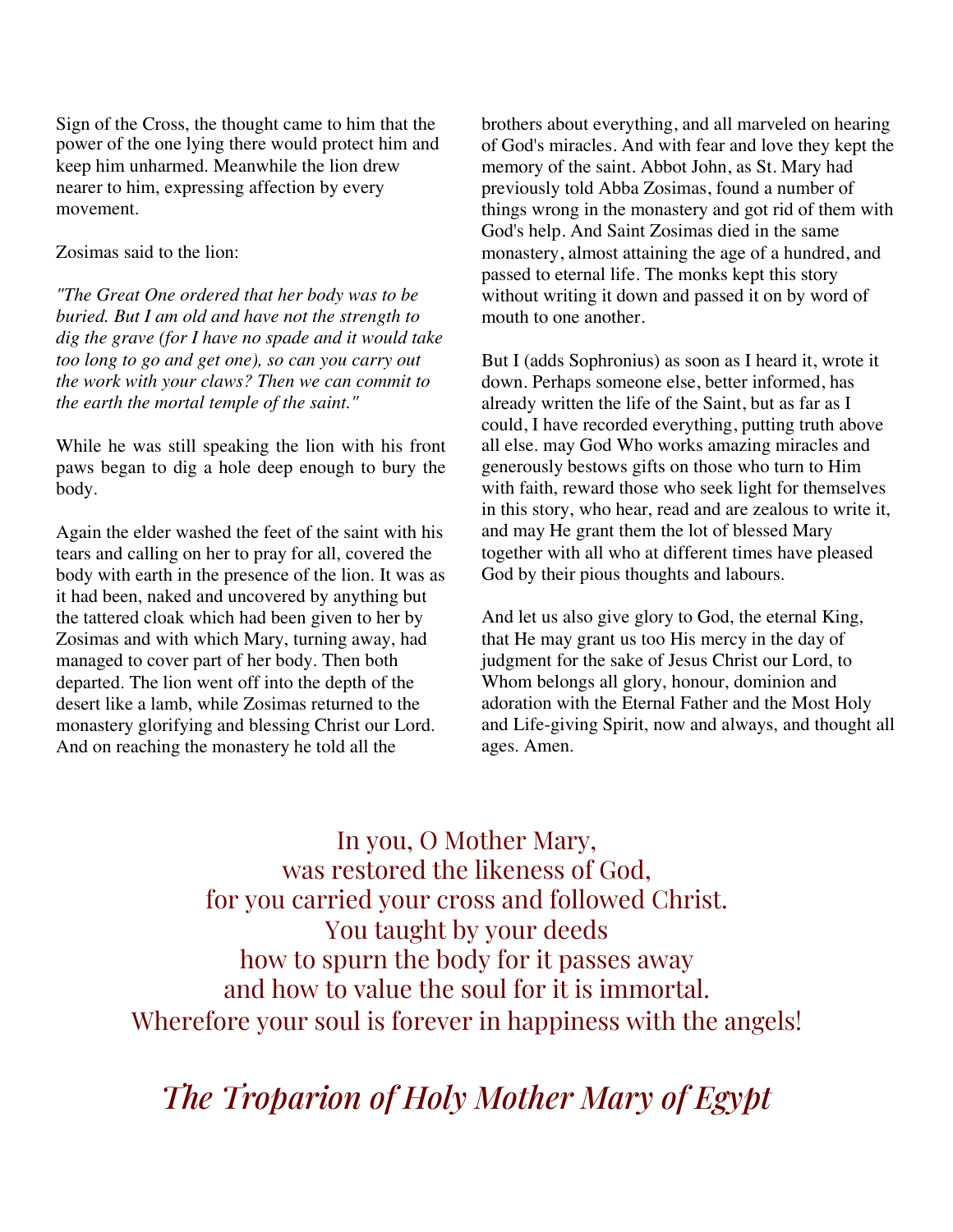Sign of the Cross, the thought came to him that the power of the one lying there would protect him and keep him unharmed. Meanwhile the lion drew nearer to him, expressing affection by every movement.

Zosimas said to the lion:

*"The Great One ordered that her body was to be buried. But I am old and have not the strength to dig the grave (for I have no spade and it would take too long to go and get one), so can you carry out the work with your claws? Then we can commit to the earth the mortal temple of the saint."*

While he was still speaking the lion with his front paws began to dig a hole deep enough to bury the body.

Again the elder washed the feet of the saint with his tears and calling on her to pray for all, covered the body with earth in the presence of the lion. It was as it had been, naked and uncovered by anything but the tattered cloak which had been given to her by Zosimas and with which Mary, turning away, had managed to cover part of her body. Then both departed. The lion went off into the depth of the desert like a lamb, while Zosimas returned to the monastery glorifying and blessing Christ our Lord. And on reaching the monastery he told all the brothers about everything, and all marveled on hearing of God's miracles. And with fear and love they kept the memory of the saint. Abbot John, as St. Mary had previously told Abba Zosimas, found a number of things wrong in the monastery and got rid of them with God's help. And Saint Zosimas died in the same monastery, almost attaining the age of a hundred, and passed to eternal life. The monks kept this story without writing it down and passed it on by word of mouth to one another.

But I (adds Sophronius) as soon as I heard it, wrote it down. Perhaps someone else, better informed, has already written the life of the Saint, but as far as I could, I have recorded everything, putting truth above all else. may God Who works amazing miracles and generously bestows gifts on those who turn to Him with faith, reward those who seek light for themselves in this story, who hear, read and are zealous to write it, and may He grant them the lot of blessed Mary together with all who at different times have pleased God by their pious thoughts and labours.

And let us also give glory to God, the eternal King, that He may grant us too His mercy in the day of judgment for the sake of Jesus Christ our Lord, to Whom belongs all glory, honour, dominion and adoration with the Eternal Father and the Most Holy and Life-giving Spirit, now and always, and thought all ages. Amen.

In you, O Mother Mary,
was restored the likeness of God,
for you carried your cross and followed Christ.
You taught by your deeds
how to spurn the body for it passes away
and how to value the soul for it is immortal.
Wherefore your soul is forever in happiness with the angels!

## *The Troparion of Holy Mother Mary of Egypt*